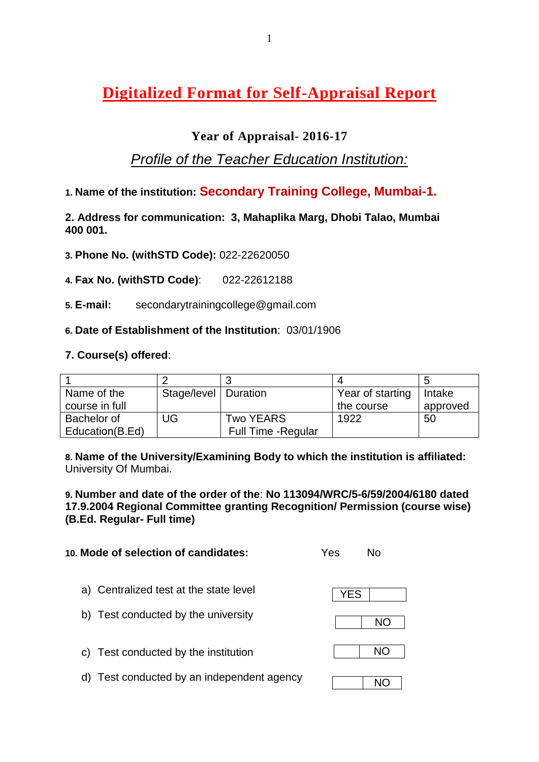# Digitalized Format for Self-Appraisal Report

**Year of Appraisal- 2016-17**

## *Profile of the Teacher Education Institution:*

**1. Name of the institution: Secondary Training College, Mumbai-1.**

**2. Address for communication: 3, Mahaplika Marg, Dhobi Talao, Mumbai 400 001.**

**3. Phone No. (withSTD Code):** 022-22620050

**4. Fax No. (withSTD Code)**: 022-22612188

**5. E-mail:** secondarytrainingcollege@gmail.com

**6. Date of Establishment of the Institution**: 03/01/1906

**7. Course(s) offered**:

| 1 | 2 | 3 | 4 | 5 |
|---|---|---|---|---|
| Name of the course in full | Stage/level | Duration | Year of starting the course | Intake approved |
| Bachelor of Education(B.Ed) | UG | Two YEARS Full Time -Regular | 1922 | 50 |

**8. Name of the University/Examining Body to which the institution is affiliated:** University Of Mumbai.

**9. Number and date of the order of the**: **No 113094/WRC/5-6/59/2004/6180 dated 17.9.2004 Regional Committee granting Recognition/ Permission (course wise) (B.Ed. Regular- Full time)**

**10. Mode of selection of candidates:**

| | Yes | No |
|---|---|---|
| a) Centralized test at the state level | YES | |
| b) Test conducted by the university | | NO |
| c) Test conducted by the institution | | NO |
| d) Test conducted by an independent agency | | NO |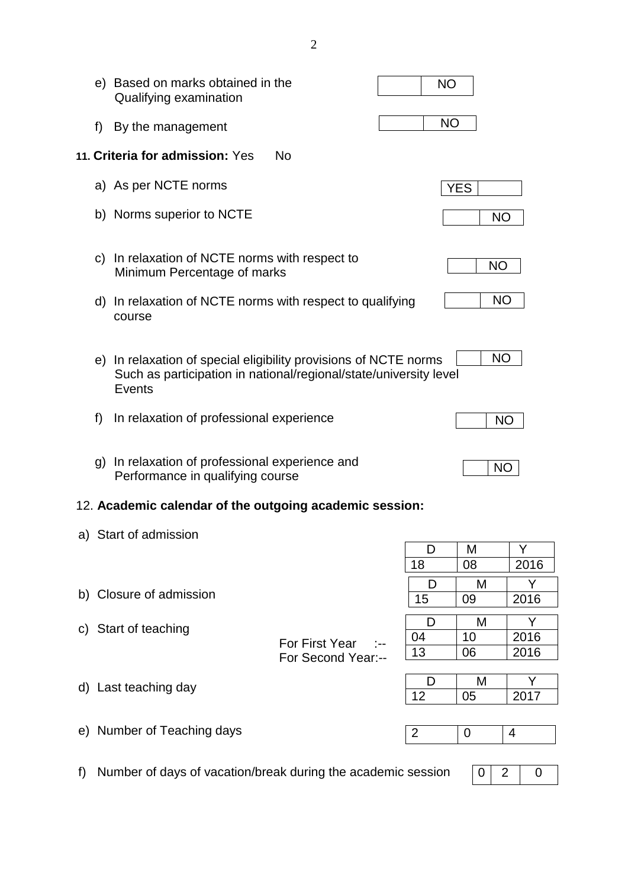e) Based on marks obtained in the Qualifying examination — NO

f) By the management — NO

**11. Criteria for admission:** Yes No

a) As per NCTE norms — YES

b) Norms superior to NCTE — NO

c) In relaxation of NCTE norms with respect to Minimum Percentage of marks — NO

d) In relaxation of NCTE norms with respect to qualifying course — NO

e) In relaxation of special eligibility provisions of NCTE norms Such as participation in national/regional/state/university level Events — NO

f) In relaxation of professional experience — NO

g) In relaxation of professional experience and Performance in qualifying course — NO

12. **Academic calendar of the outgoing academic session:**

a) Start of admission

| D | M | Y |
|---|---|---|
| 18 | 08 | 2016 |

b) Closure of admission

| D | M | Y |
|---|---|---|
| 15 | 09 | 2016 |

c) Start of teaching

| | D | M | Y |
|---|---|---|---|
| For First Year :-- | 04 | 10 | 2016 |
| For Second Year:-- | 13 | 06 | 2016 |

d) Last teaching day

| D | M | Y |
|---|---|---|
| 12 | 05 | 2017 |

e) Number of Teaching days

| 2 | 0 | 4 |
|---|---|---|

f) Number of days of vacation/break during the academic session

| 0 | 2 | 0 |
|---|---|---|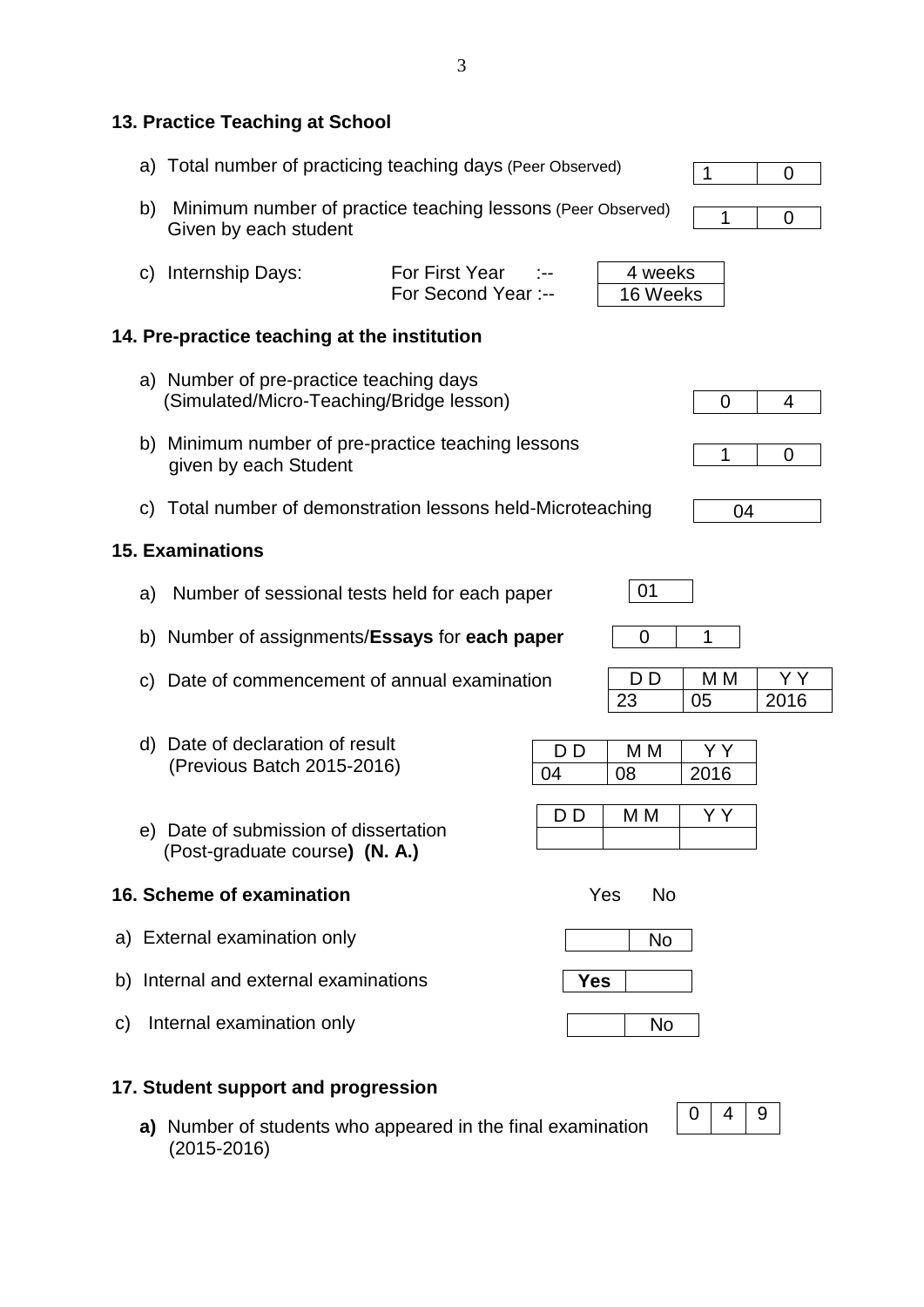## 13. Practice Teaching at School

a) Total number of practicing teaching days (Peer Observed) | 1 | 0 |

b) Minimum number of practice teaching lessons (Peer Observed) Given by each student | 1 | 0 |

c) Internship Days: For First Year :-- 4 weeks
For Second Year :-- 16 Weeks

## 14. Pre-practice teaching at the institution

a) Number of pre-practice teaching days (Simulated/Micro-Teaching/Bridge lesson) | 0 | 4 |

b) Minimum number of pre-practice teaching lessons given by each Student | 1 | 0 |

c) Total number of demonstration lessons held-Microteaching | 04 |

## 15. Examinations

a) Number of sessional tests held for each paper | 01 |

b) Number of assignments/**Essays** for **each paper** | 0 | 1 |

c) Date of commencement of annual examination

| D D | M M | Y Y |
|---|---|---|
| 23 | 05 | 2016 |

d) Date of declaration of result (Previous Batch 2015-2016)

| D D | M M | Y Y |
|---|---|---|
| 04 | 08 | 2016 |

e) Date of submission of dissertation (Post-graduate course**) (N. A.)**

| D D | M M | Y Y |
|---|---|---|
| | | |

## 16. Scheme of examination

| | Yes | No |
|---|---|---|
| a) External examination only | | No |
| b) Internal and external examinations | **Yes** | |
| c) Internal examination only | | No |

## 17. Student support and progression

**a)** Number of students who appeared in the final examination (2015-2016) | 0 | 4 | 9 |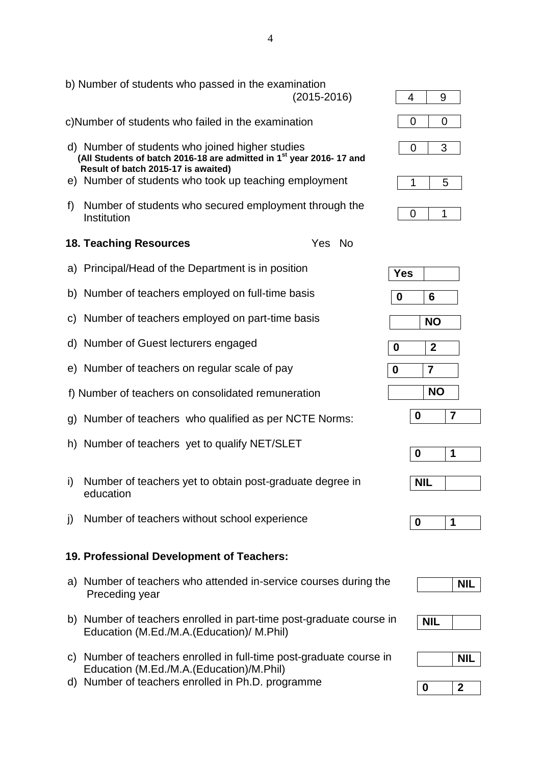b) Number of students who passed in the examination (2015-2016) | 4 | 9 |

c) Number of students who failed in the examination | 0 | 0 |

d) Number of students who joined higher studies | 0 | 3 |
**(All Students of batch 2016-18 are admitted in 1st year 2016- 17 and Result of batch 2015-17 is awaited)**

e) Number of students who took up teaching employment | 1 | 5 |

f) Number of students who secured employment through the Institution | 0 | 1 |

## 18. Teaching Resources

| | Yes | No |
|---|---|---|
| a) Principal/Head of the Department is in position | **Yes** | |
| b) Number of teachers employed on full-time basis | **0** | **6** |
| c) Number of teachers employed on part-time basis | | **NO** |
| d) Number of Guest lecturers engaged | **0** | **2** |
| e) Number of teachers on regular scale of pay | **0** | **7** |
| f) Number of teachers on consolidated remuneration | | **NO** |
| g) Number of teachers who qualified as per NCTE Norms: | **0** | **7** |
| h) Number of teachers yet to qualify NET/SLET | **0** | **1** |
| i) Number of teachers yet to obtain post-graduate degree in education | **NIL** | |
| j) Number of teachers without school experience | **0** | **1** |

## 19. Professional Development of Teachers:

| | | |
|---|---|---|
| a) Number of teachers who attended in-service courses during the Preceding year | | **NIL** |
| b) Number of teachers enrolled in part-time post-graduate course in Education (M.Ed./M.A.(Education)/ M.Phil) | **NIL** | |
| c) Number of teachers enrolled in full-time post-graduate course in Education (M.Ed./M.A.(Education)/M.Phil) | | **NIL** |
| d) Number of teachers enrolled in Ph.D. programme | **0** | **2** |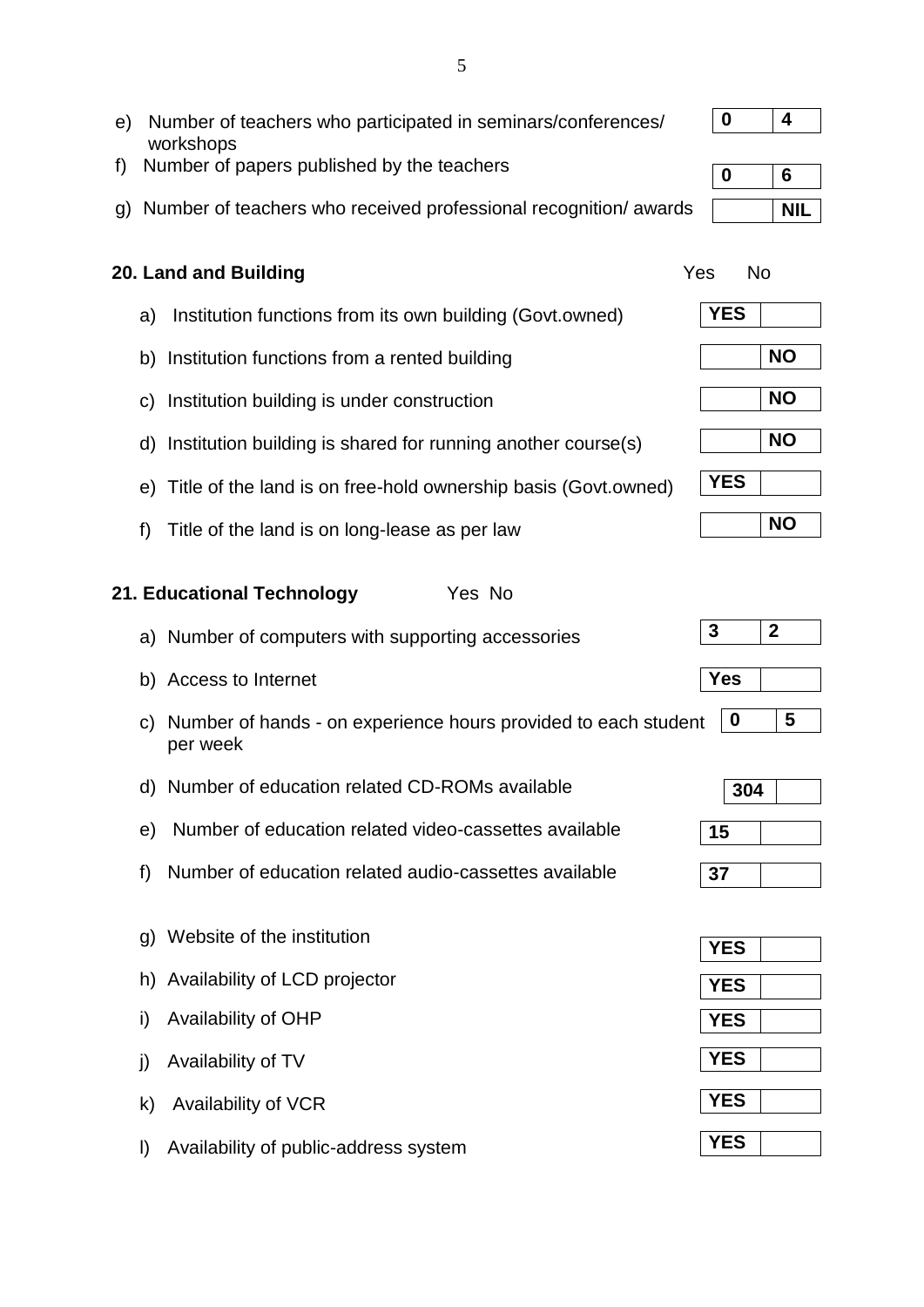e) Number of teachers who participated in seminars/conferences/ workshops | 0 | 4 |

f) Number of papers published by the teachers | 0 | 6 |

g) Number of teachers who received professional recognition/ awards | | NIL |

**20. Land and Building**

| Item | Yes | No |
|---|---|---|
| a) Institution functions from its own building (Govt.owned) | YES | |
| b) Institution functions from a rented building | | NO |
| c) Institution building is under construction | | NO |
| d) Institution building is shared for running another course(s) | | NO |
| e) Title of the land is on free-hold ownership basis (Govt.owned) | YES | |
| f) Title of the land is on long-lease as per law | | NO |

**21. Educational Technology** Yes No

| Item | | |
|---|---|---|
| a) Number of computers with supporting accessories | 3 | 2 |
| b) Access to Internet | Yes | |
| c) Number of hands - on experience hours provided to each student per week | 0 | 5 |
| d) Number of education related CD-ROMs available | 304 | |
| e) Number of education related video-cassettes available | 15 | |
| f) Number of education related audio-cassettes available | 37 | |
| g) Website of the institution | YES | |
| h) Availability of LCD projector | YES | |
| i) Availability of OHP | YES | |
| j) Availability of TV | YES | |
| k) Availability of VCR | YES | |
| l) Availability of public-address system | YES | |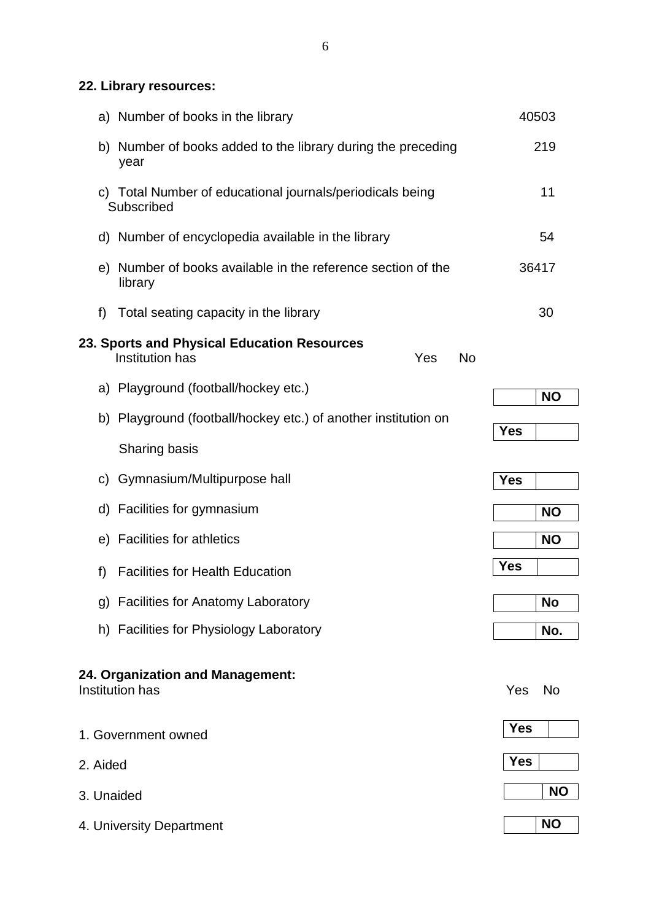**22. Library resources:**

| | |
|---|---|
| a) Number of books in the library | 40503 |
| b) Number of books added to the library during the preceding year | 219 |
| c) Total Number of educational journals/periodicals being Subscribed | 11 |
| d) Number of encyclopedia available in the library | 54 |
| e) Number of books available in the reference section of the library | 36417 |
| f) Total seating capacity in the library | 30 |

**23. Sports and Physical Education Resources**

| Institution has | Yes | No |
|---|---|---|
| a) Playground (football/hockey etc.) | | NO |
| b) Playground (football/hockey etc.) of another institution on Sharing basis | Yes | |
| c) Gymnasium/Multipurpose hall | Yes | |
| d) Facilities for gymnasium | | NO |
| e) Facilities for athletics | | NO |
| f) Facilities for Health Education | Yes | |
| g) Facilities for Anatomy Laboratory | | No |
| h) Facilities for Physiology Laboratory | | No. |

**24. Organization and Management:**

| Institution has | Yes | No |
|---|---|---|
| 1. Government owned | Yes | |
| 2. Aided | Yes | |
| 3. Unaided | | NO |
| 4. University Department | | NO |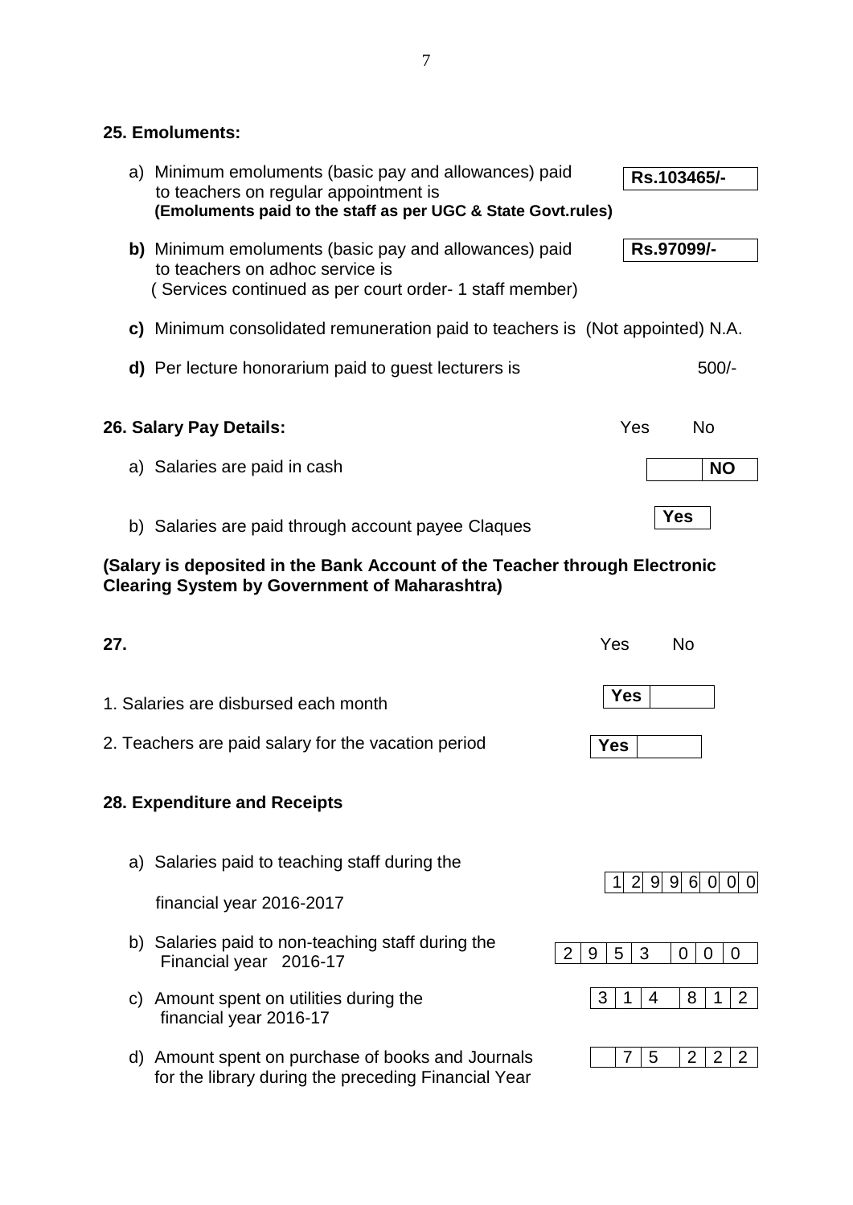## 25. Emoluments:

a) Minimum emoluments (basic pay and allowances) paid to teachers on regular appointment is **Rs.103465/-**
**(Emoluments paid to the staff as per UGC & State Govt.rules)**

**b)** Minimum emoluments (basic pay and allowances) paid to teachers on adhoc service is **Rs.97099/-**
( Services continued as per court order- 1 staff member)

**c)** Minimum consolidated remuneration paid to teachers is (Not appointed) N.A.

**d)** Per lecture honorarium paid to guest lecturers is 500/-

## 26. Salary Pay Details:

| | Yes | No |
|---|---|---|
| a) Salaries are paid in cash | | **NO** |
| b) Salaries are paid through account payee Claques | **Yes** | |

**(Salary is deposited in the Bank Account of the Teacher through Electronic Clearing System by Government of Maharashtra)**

## 27.

| | Yes | No |
|---|---|---|
| 1. Salaries are disbursed each month | **Yes** | |
| 2. Teachers are paid salary for the vacation period | **Yes** | |

## 28. Expenditure and Receipts

a) Salaries paid to teaching staff during the financial year 2016-2017: 12996000

b) Salaries paid to non-teaching staff during the Financial year 2016-17: 2953 000

c) Amount spent on utilities during the financial year 2016-17: 314 812

d) Amount spent on purchase of books and Journals for the library during the preceding Financial Year: 75 222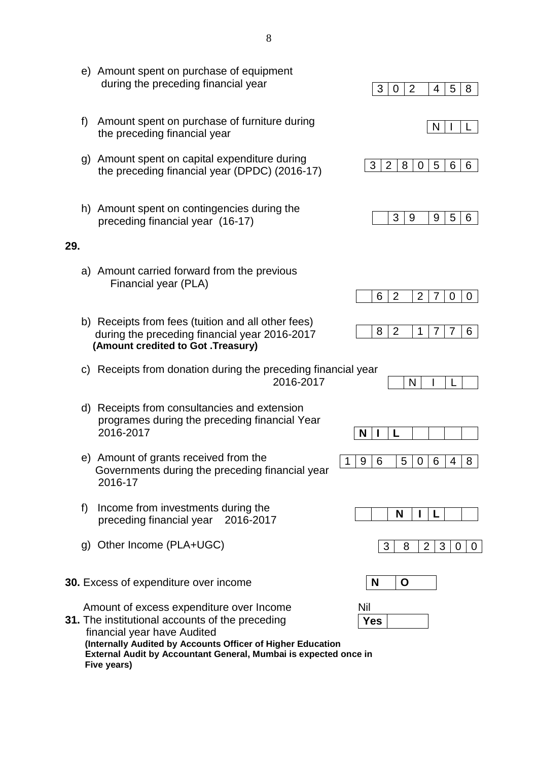e) Amount spent on purchase of equipment during the preceding financial year — 3 0 2 4 5 8

f) Amount spent on purchase of furniture during the preceding financial year — N I L

g) Amount spent on capital expenditure during the preceding financial year (DPDC) (2016-17) — 3 2 8 0 5 6 6

h) Amount spent on contingencies during the preceding financial year (16-17) — 3 9 9 5 6

**29.**

a) Amount carried forward from the previous Financial year (PLA) — 6 2 2 7 0 0

b) Receipts from fees (tuition and all other fees) during the preceding financial year 2016-2017 **(Amount credited to Got .Treasury)** — 8 2 1 7 7 6

c) Receipts from donation during the preceding financial year 2016-2017 — N I L

d) Receipts from consultancies and extension programes during the preceding financial Year 2016-2017 — **N I L**

e) Amount of grants received from the Governments during the preceding financial year 2016-17 — 1 9 6 5 0 6 4 8

f) Income from investments during the preceding financial year 2016-2017 — **N I L**

g) Other Income (PLA+UGC) — 3 8 2 3 0 0

**30.** Excess of expenditure over income — **N O**

Amount of excess expenditure over Income — Nil

**31.** The institutional accounts of the preceding financial year have Audited — **Yes**

**(Internally Audited by Accounts Officer of Higher Education External Audit by Accountant General, Mumbai is expected once in Five years)**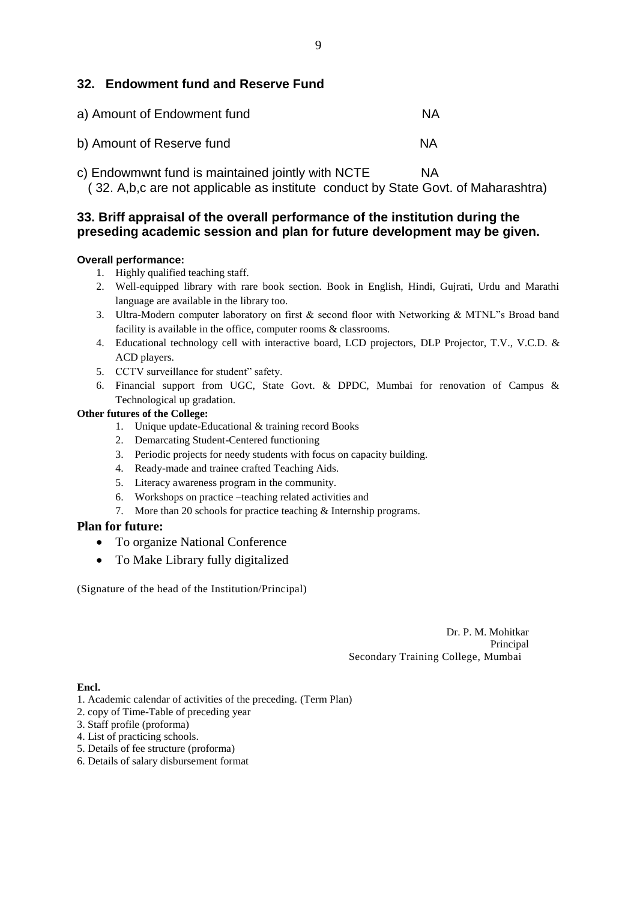## 32. Endowment fund and Reserve Fund

a) Amount of Endowment fund NA

b) Amount of Reserve fund NA

c) Endowmwnt fund is maintained jointly with NCTE NA
( 32. A,b,c are not applicable as institute conduct by State Govt. of Maharashtra)

## 33. Briff appraisal of the overall performance of the institution during the preseding academic session and plan for future development may be given.

**Overall performance:**

1. Highly qualified teaching staff.
2. Well-equipped library with rare book section. Book in English, Hindi, Gujrati, Urdu and Marathi language are available in the library too.
3. Ultra-Modern computer laboratory on first & second floor with Networking & MTNL"s Broad band facility is available in the office, computer rooms & classrooms.
4. Educational technology cell with interactive board, LCD projectors, DLP Projector, T.V., V.C.D. & ACD players.
5. CCTV surveillance for student" safety.
6. Financial support from UGC, State Govt. & DPDC, Mumbai for renovation of Campus & Technological up gradation.

**Other futures of the College:**

1. Unique update-Educational & training record Books
2. Demarcating Student-Centered functioning
3. Periodic projects for needy students with focus on capacity building.
4. Ready-made and trainee crafted Teaching Aids.
5. Literacy awareness program in the community.
6. Workshops on practice –teaching related activities and
7. More than 20 schools for practice teaching & Internship programs.

**Plan for future:**

- To organize National Conference
- To Make Library fully digitalized

(Signature of the head of the Institution/Principal)

Dr. P. M. Mohitkar
Principal
Secondary Training College, Mumbai

**Encl.**

1. Academic calendar of activities of the preceding. (Term Plan)
2. copy of Time-Table of preceding year
3. Staff profile (proforma)
4. List of practicing schools.
5. Details of fee structure (proforma)
6. Details of salary disbursement format